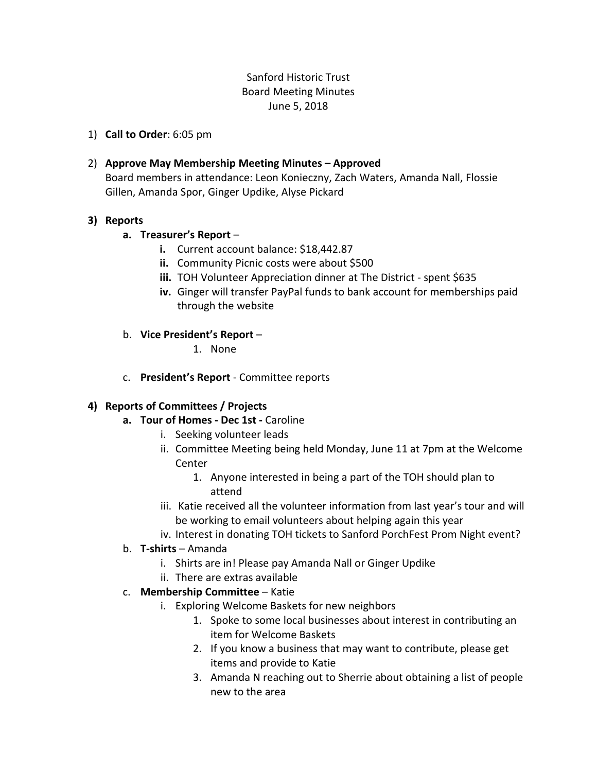Sanford Historic Trust
Board Meeting Minutes
June 5, 2018

1) **Call to Order**: 6:05 pm

2) **Approve May Membership Meeting Minutes – Approved**
   Board members in attendance: Leon Konieczny, Zach Waters, Amanda Nall, Flossie Gillen, Amanda Spor, Ginger Updike, Alyse Pickard

3) **Reports**
   a. **Treasurer's Report** –
      i. Current account balance: $18,442.87
      ii. Community Picnic costs were about $500
      iii. TOH Volunteer Appreciation dinner at The District - spent $635
      iv. Ginger will transfer PayPal funds to bank account for memberships paid through the website
   b. **Vice President's Report** –
      1. None
   c. **President's Report** - Committee reports

4) **Reports of Committees / Projects**
   a. **Tour of Homes - Dec 1st -** Caroline
      i. Seeking volunteer leads
      ii. Committee Meeting being held Monday, June 11 at 7pm at the Welcome Center
         1. Anyone interested in being a part of the TOH should plan to attend
      iii. Katie received all the volunteer information from last year's tour and will be working to email volunteers about helping again this year
      iv. Interest in donating TOH tickets to Sanford PorchFest Prom Night event?
   b. **T-shirts** – Amanda
      i. Shirts are in! Please pay Amanda Nall or Ginger Updike
      ii. There are extras available
   c. **Membership Committee** – Katie
      i. Exploring Welcome Baskets for new neighbors
         1. Spoke to some local businesses about interest in contributing an item for Welcome Baskets
         2. If you know a business that may want to contribute, please get items and provide to Katie
         3. Amanda N reaching out to Sherrie about obtaining a list of people new to the area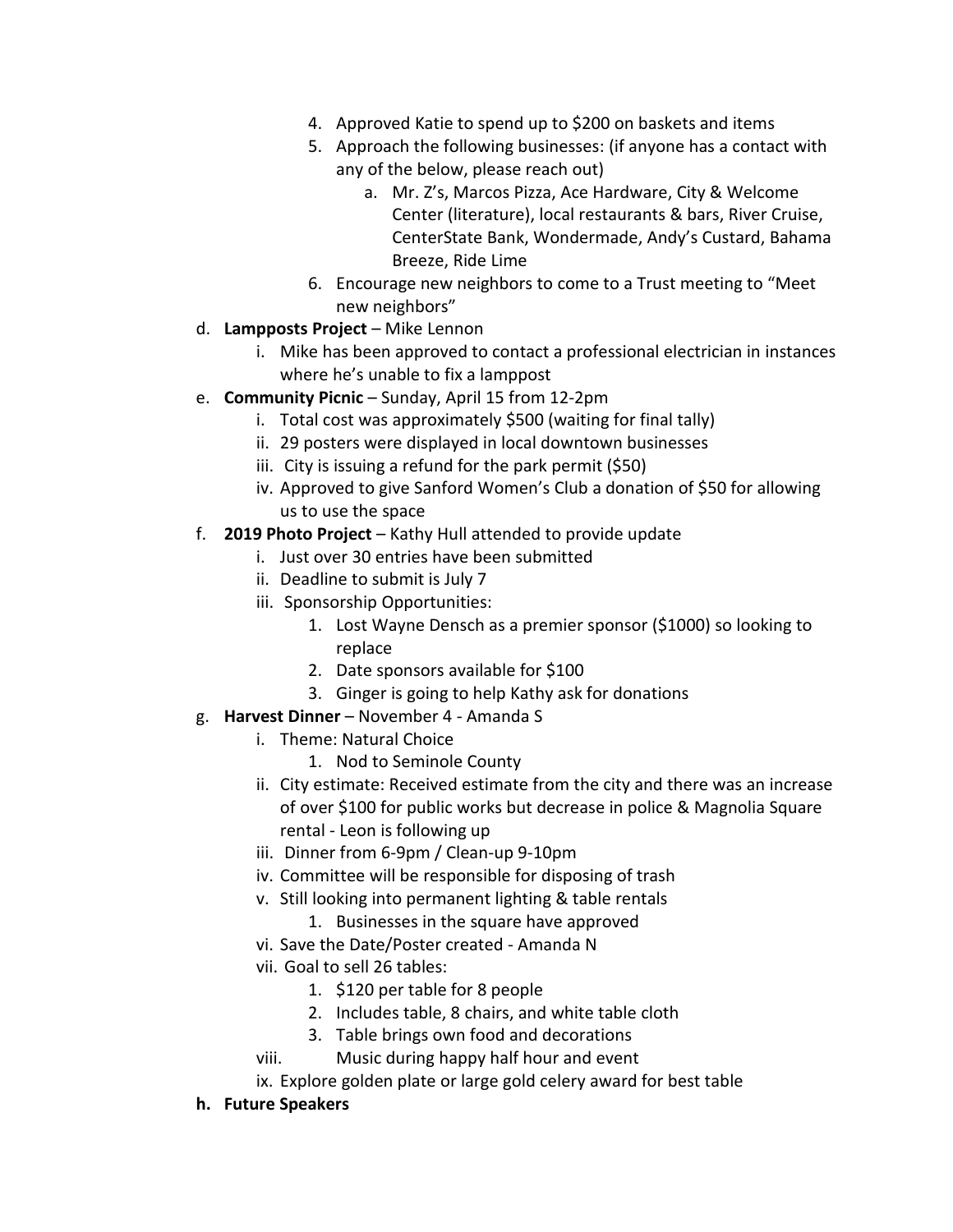4. Approved Katie to spend up to $200 on baskets and items
5. Approach the following businesses: (if anyone has a contact with any of the below, please reach out)
    a. Mr. Z's, Marcos Pizza, Ace Hardware, City & Welcome Center (literature), local restaurants & bars, River Cruise, CenterState Bank, Wondermade, Andy's Custard, Bahama Breeze, Ride Lime
6. Encourage new neighbors to come to a Trust meeting to "Meet new neighbors"

d. **Lampposts Project** – Mike Lennon
    i. Mike has been approved to contact a professional electrician in instances where he's unable to fix a lamppost

e. **Community Picnic** – Sunday, April 15 from 12-2pm
    i. Total cost was approximately $500 (waiting for final tally)
    ii. 29 posters were displayed in local downtown businesses
    iii. City is issuing a refund for the park permit ($50)
    iv. Approved to give Sanford Women's Club a donation of $50 for allowing us to use the space

f. **2019 Photo Project** – Kathy Hull attended to provide update
    i. Just over 30 entries have been submitted
    ii. Deadline to submit is July 7
    iii. Sponsorship Opportunities:
        1. Lost Wayne Densch as a premier sponsor ($1000) so looking to replace
        2. Date sponsors available for $100
        3. Ginger is going to help Kathy ask for donations

g. **Harvest Dinner** – November 4 - Amanda S
    i. Theme: Natural Choice
        1. Nod to Seminole County
    ii. City estimate: Received estimate from the city and there was an increase of over $100 for public works but decrease in police & Magnolia Square rental - Leon is following up
    iii. Dinner from 6-9pm / Clean-up 9-10pm
    iv. Committee will be responsible for disposing of trash
    v. Still looking into permanent lighting & table rentals
        1. Businesses in the square have approved
    vi. Save the Date/Poster created - Amanda N
    vii. Goal to sell 26 tables:
        1. $120 per table for 8 people
        2. Includes table, 8 chairs, and white table cloth
        3. Table brings own food and decorations
    viii. Music during happy half hour and event
    ix. Explore golden plate or large gold celery award for best table

h. **Future Speakers**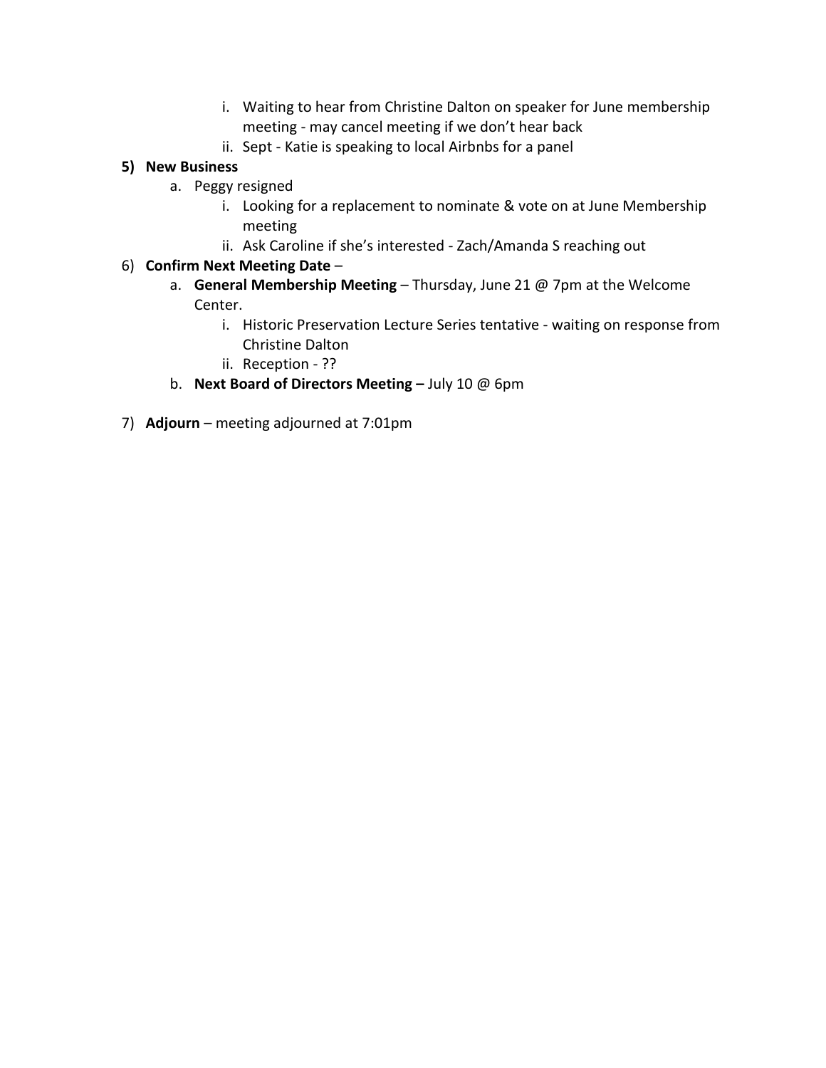i. Waiting to hear from Christine Dalton on speaker for June membership meeting - may cancel meeting if we don't hear back
   ii. Sept - Katie is speaking to local Airbnbs for a panel

5) **New Business**
   a. Peggy resigned
      i. Looking for a replacement to nominate & vote on at June Membership meeting
      ii. Ask Caroline if she's interested - Zach/Amanda S reaching out

6) **Confirm Next Meeting Date** –
   a. **General Membership Meeting** – Thursday, June 21 @ 7pm at the Welcome Center.
      i. Historic Preservation Lecture Series tentative - waiting on response from Christine Dalton
      ii. Reception - ??
   b. **Next Board of Directors Meeting –** July 10 @ 6pm

7) **Adjourn** – meeting adjourned at 7:01pm